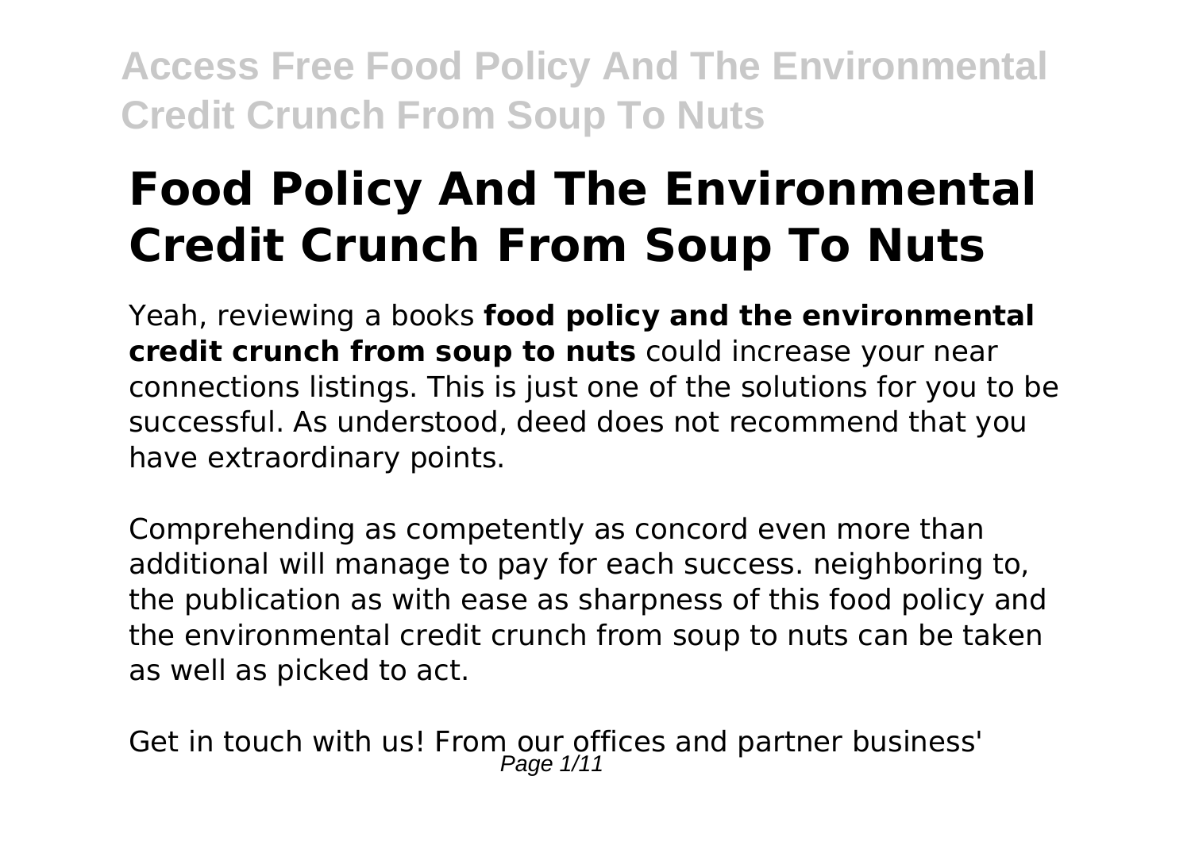# Food Policy And The Environmental Credit Crunch From Soup To Nuts

Yeah, reviewing a books **food policy and the environmental credit crunch from soup to nuts** could increase your near connections listings. This is just one of the solutions for you to be successful. As understood, deed does not recommend that you have extraordinary points.

Comprehending as competently as concord even more than additional will manage to pay for each success. neighboring to, the publication as with ease as sharpness of this food policy and the environmental credit crunch from soup to nuts can be taken as well as picked to act.

Get in touch with us! From our offices and partner business'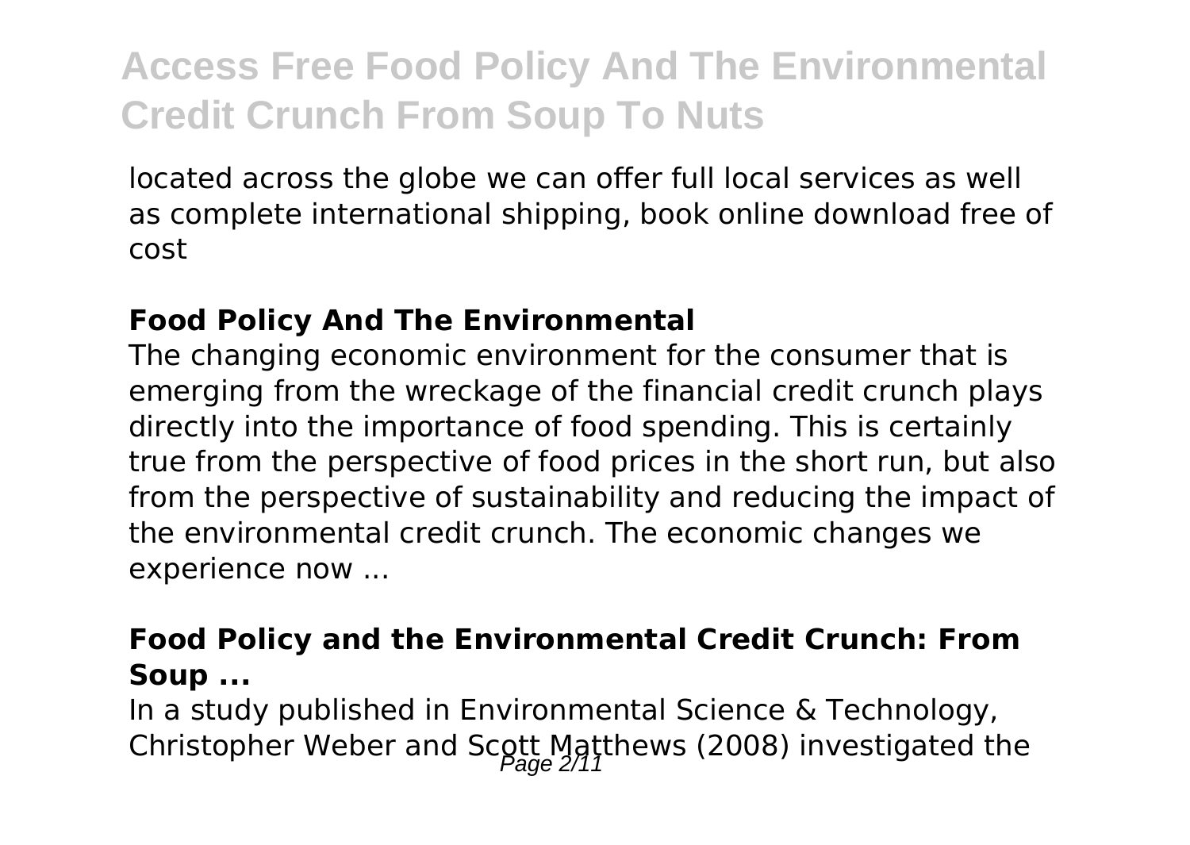located across the globe we can offer full local services as well as complete international shipping, book online download free of cost

### Food Policy And The Environmental

The changing economic environment for the consumer that is emerging from the wreckage of the financial credit crunch plays directly into the importance of food spending. This is certainly true from the perspective of food prices in the short run, but also from the perspective of sustainability and reducing the impact of the environmental credit crunch. The economic changes we experience now ...

### Food Policy and the Environmental Credit Crunch: From Soup ...

In a study published in Environmental Science & Technology, Christopher Weber and Scott Matthews (2008) investigated the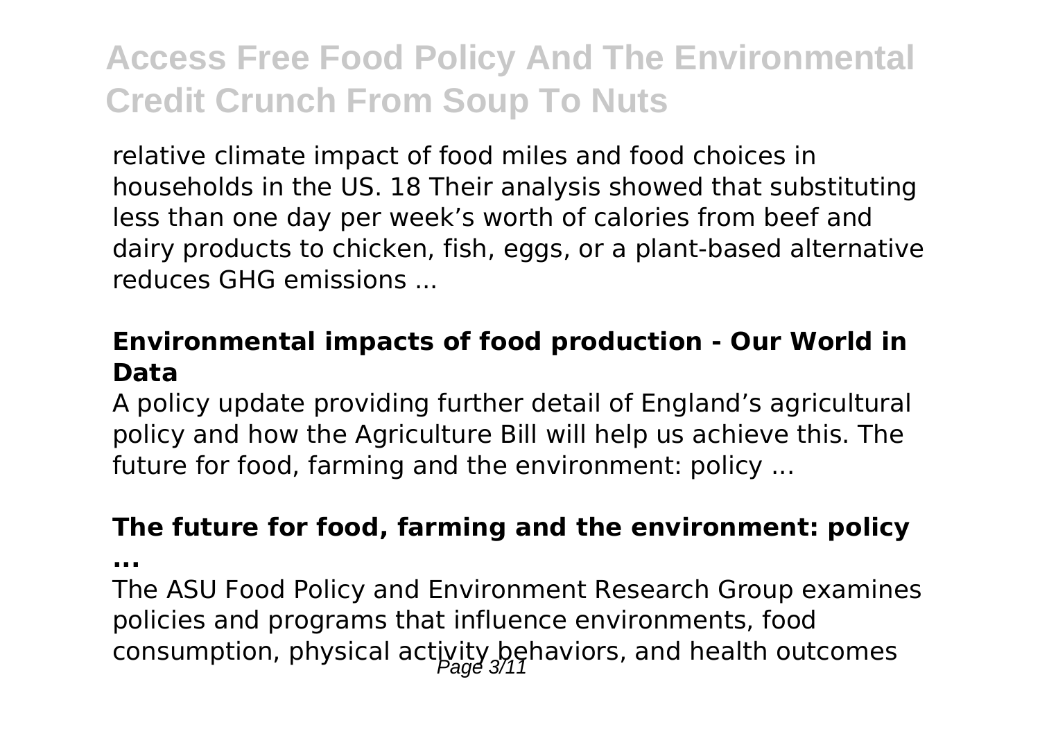relative climate impact of food miles and food choices in households in the US. 18 Their analysis showed that substituting less than one day per week's worth of calories from beef and dairy products to chicken, fish, eggs, or a plant-based alternative reduces GHG emissions ...

### **Environmental impacts of food production - Our World in Data**

A policy update providing further detail of England's agricultural policy and how the Agriculture Bill will help us achieve this. The future for food, farming and the environment: policy ...

### **The future for food, farming and the environment: policy ...**

The ASU Food Policy and Environment Research Group examines policies and programs that influence environments, food consumption, physical activity behaviors, and health outcomes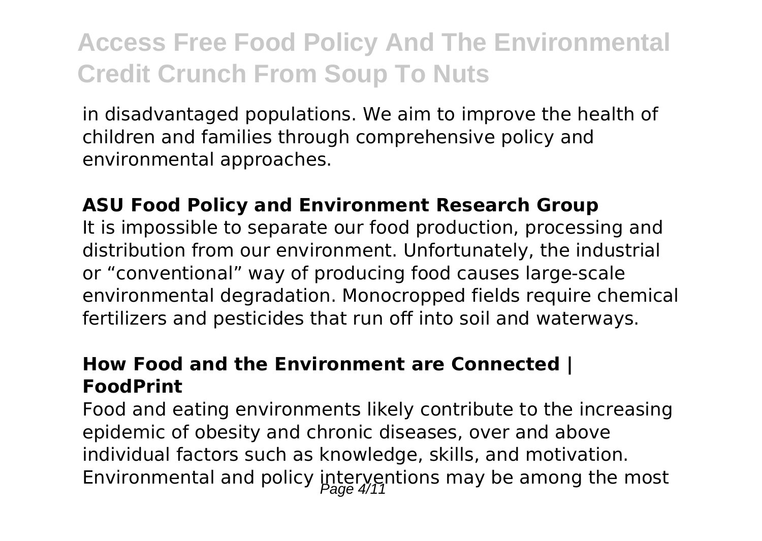in disadvantaged populations. We aim to improve the health of children and families through comprehensive policy and environmental approaches.

**ASU Food Policy and Environment Research Group**

It is impossible to separate our food production, processing and distribution from our environment. Unfortunately, the industrial or "conventional" way of producing food causes large-scale environmental degradation. Monocropped fields require chemical fertilizers and pesticides that run off into soil and waterways.

**How Food and the Environment are Connected | FoodPrint**

Food and eating environments likely contribute to the increasing epidemic of obesity and chronic diseases, over and above individual factors such as knowledge, skills, and motivation. Environmental and policy interventions may be among the most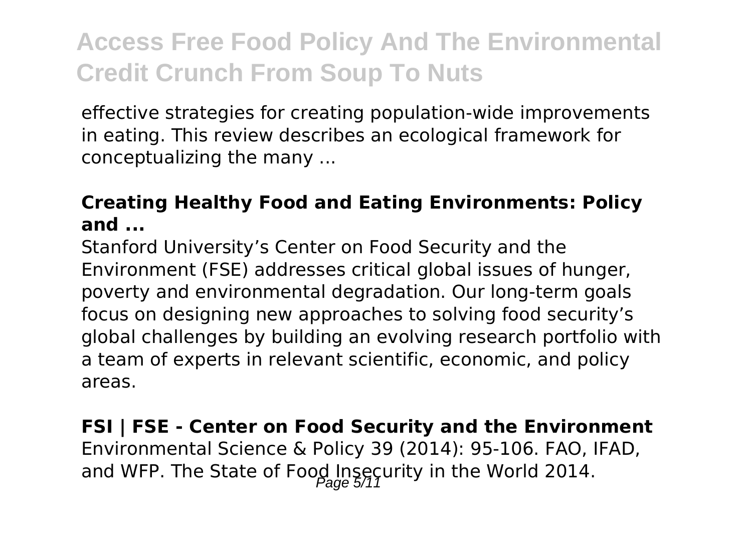effective strategies for creating population-wide improvements in eating. This review describes an ecological framework for conceptualizing the many ...

### Creating Healthy Food and Eating Environments: Policy and ...

Stanford University's Center on Food Security and the Environment (FSE) addresses critical global issues of hunger, poverty and environmental degradation. Our long-term goals focus on designing new approaches to solving food security's global challenges by building an evolving research portfolio with a team of experts in relevant scientific, economic, and policy areas.

### FSI | FSE - Center on Food Security and the Environment

Environmental Science & Policy 39 (2014): 95-106. FAO, IFAD, and WFP. The State of Food Insecurity in the World 2014.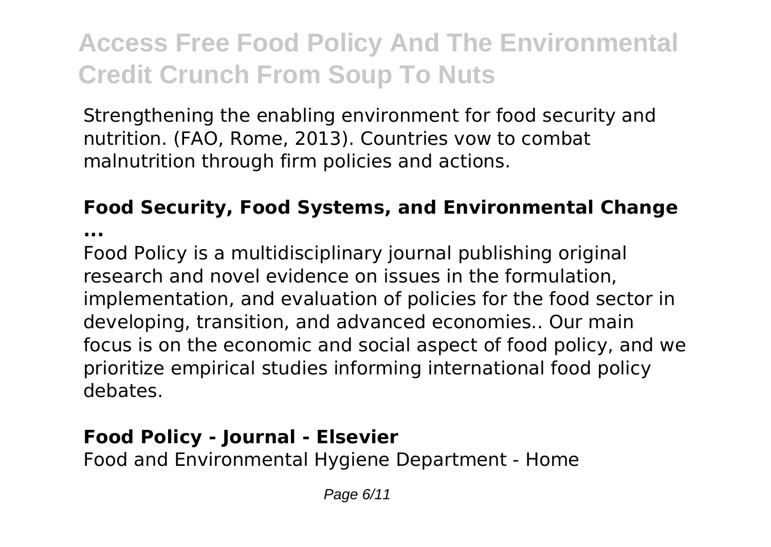Strengthening the enabling environment for food security and nutrition. (FAO, Rome, 2013). Countries vow to combat malnutrition through firm policies and actions.

### Food Security, Food Systems, and Environmental Change ...

Food Policy is a multidisciplinary journal publishing original research and novel evidence on issues in the formulation, implementation, and evaluation of policies for the food sector in developing, transition, and advanced economies.. Our main focus is on the economic and social aspect of food policy, and we prioritize empirical studies informing international food policy debates.

### Food Policy - Journal - Elsevier

Food and Environmental Hygiene Department - Home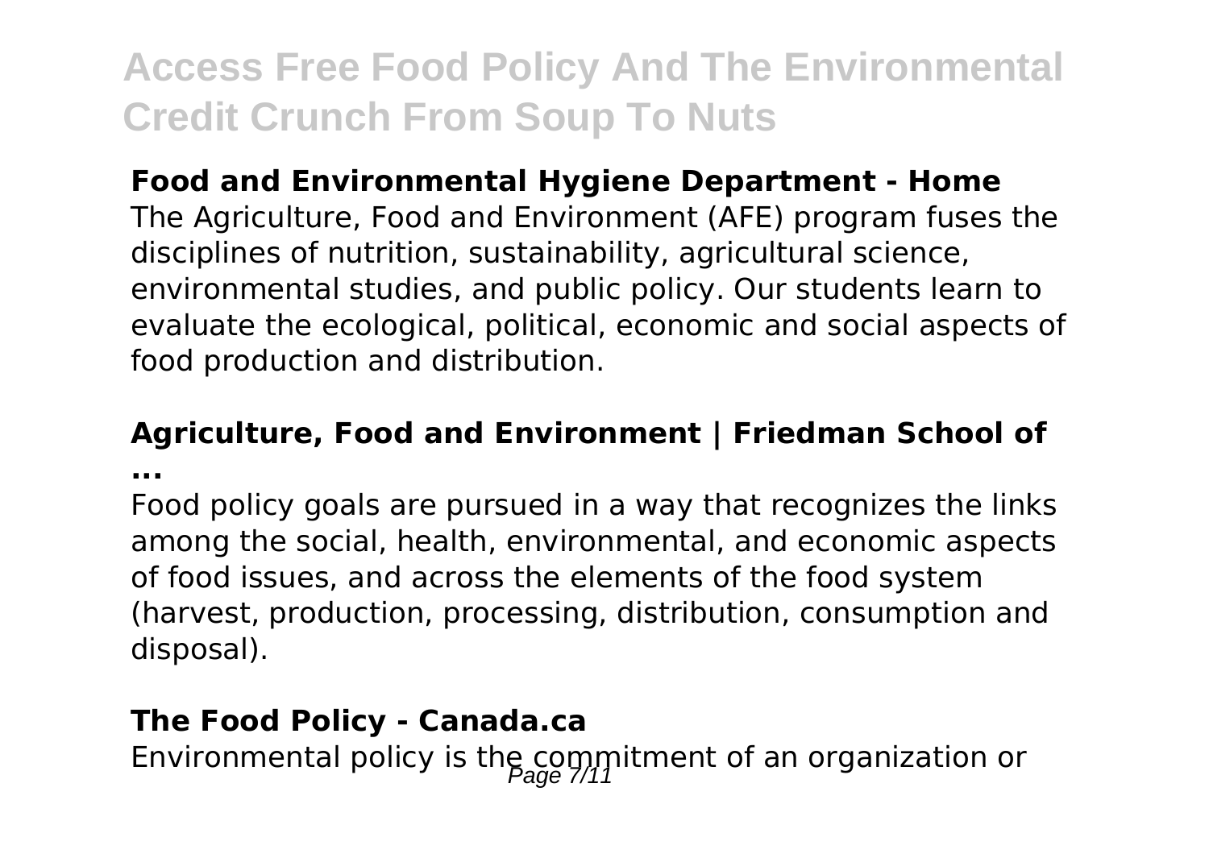**Food and Environmental Hygiene Department - Home**

The Agriculture, Food and Environment (AFE) program fuses the disciplines of nutrition, sustainability, agricultural science, environmental studies, and public policy. Our students learn to evaluate the ecological, political, economic and social aspects of food production and distribution.

**Agriculture, Food and Environment | Friedman School of ...**

Food policy goals are pursued in a way that recognizes the links among the social, health, environmental, and economic aspects of food issues, and across the elements of the food system (harvest, production, processing, distribution, consumption and disposal).

**The Food Policy - Canada.ca**

Environmental policy is the commitment of an organization or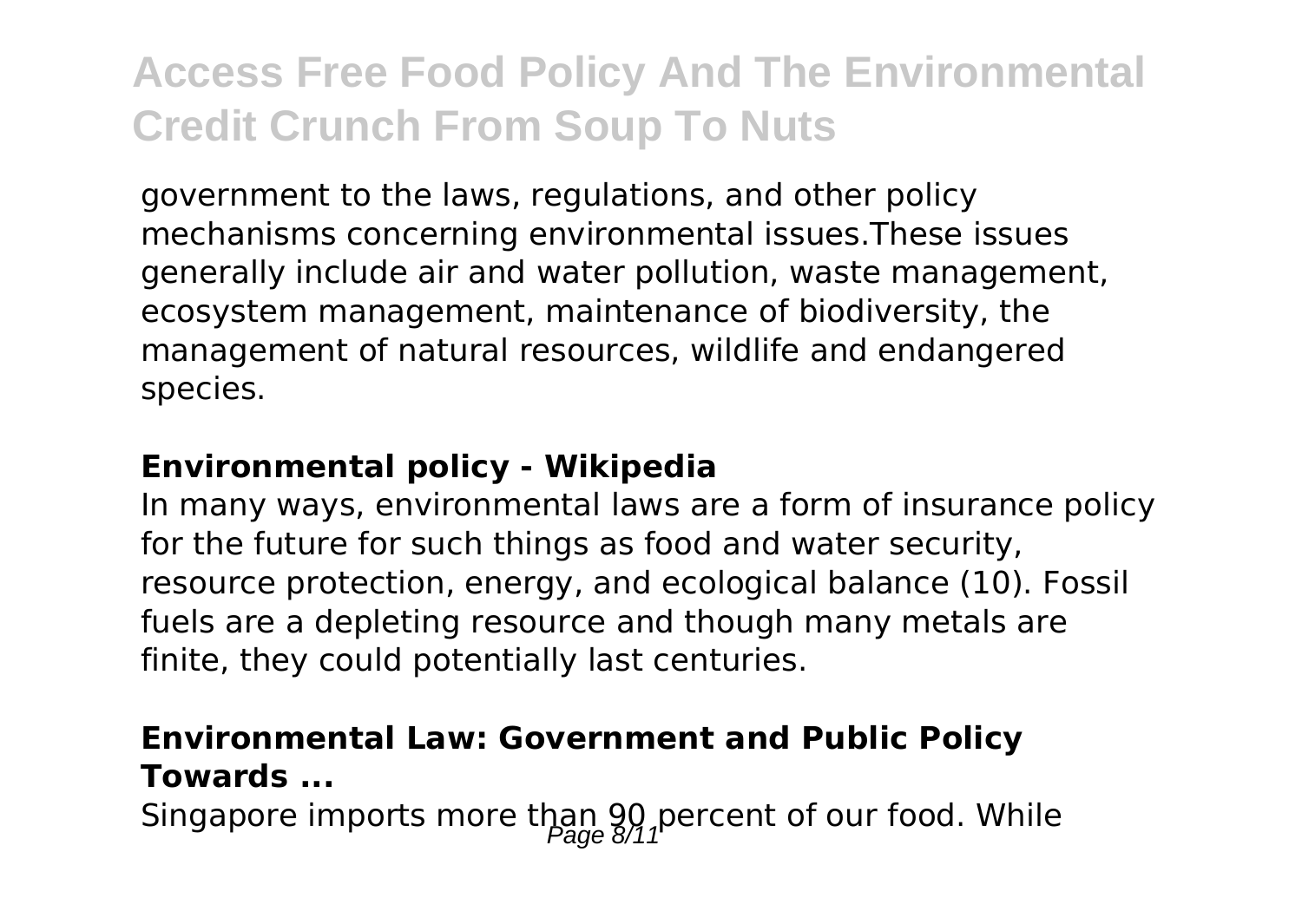government to the laws, regulations, and other policy mechanisms concerning environmental issues.These issues generally include air and water pollution, waste management, ecosystem management, maintenance of biodiversity, the management of natural resources, wildlife and endangered species.

**Environmental policy - Wikipedia**

In many ways, environmental laws are a form of insurance policy for the future for such things as food and water security, resource protection, energy, and ecological balance (10). Fossil fuels are a depleting resource and though many metals are finite, they could potentially last centuries.

**Environmental Law: Government and Public Policy Towards ...**

Singapore imports more than 90 percent of our food. While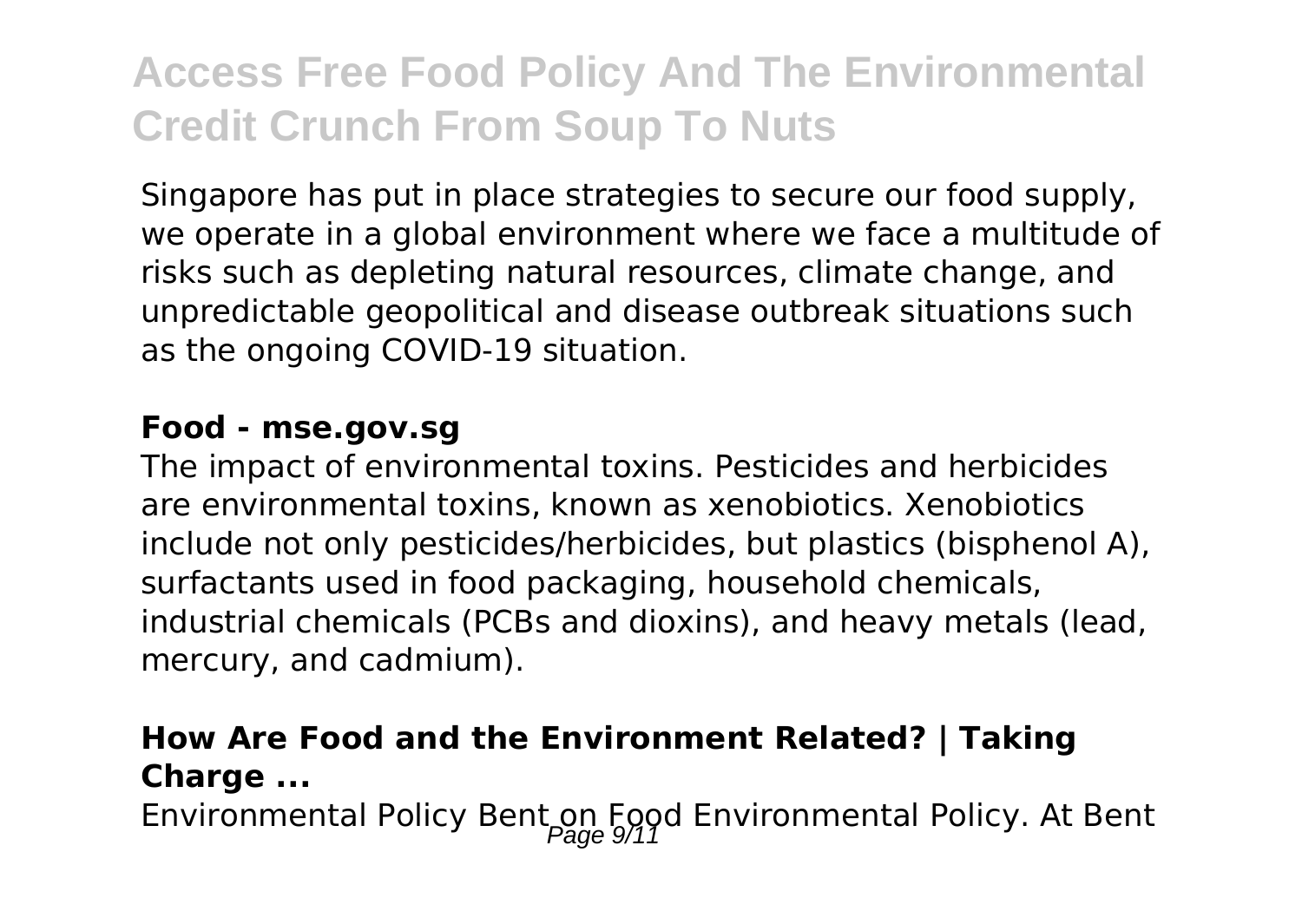Singapore has put in place strategies to secure our food supply, we operate in a global environment where we face a multitude of risks such as depleting natural resources, climate change, and unpredictable geopolitical and disease outbreak situations such as the ongoing COVID-19 situation.

**Food - mse.gov.sg**

The impact of environmental toxins. Pesticides and herbicides are environmental toxins, known as xenobiotics. Xenobiotics include not only pesticides/herbicides, but plastics (bisphenol A), surfactants used in food packaging, household chemicals, industrial chemicals (PCBs and dioxins), and heavy metals (lead, mercury, and cadmium).

**How Are Food and the Environment Related? | Taking Charge ...**

Environmental Policy Bent on Food Environmental Policy. At Bent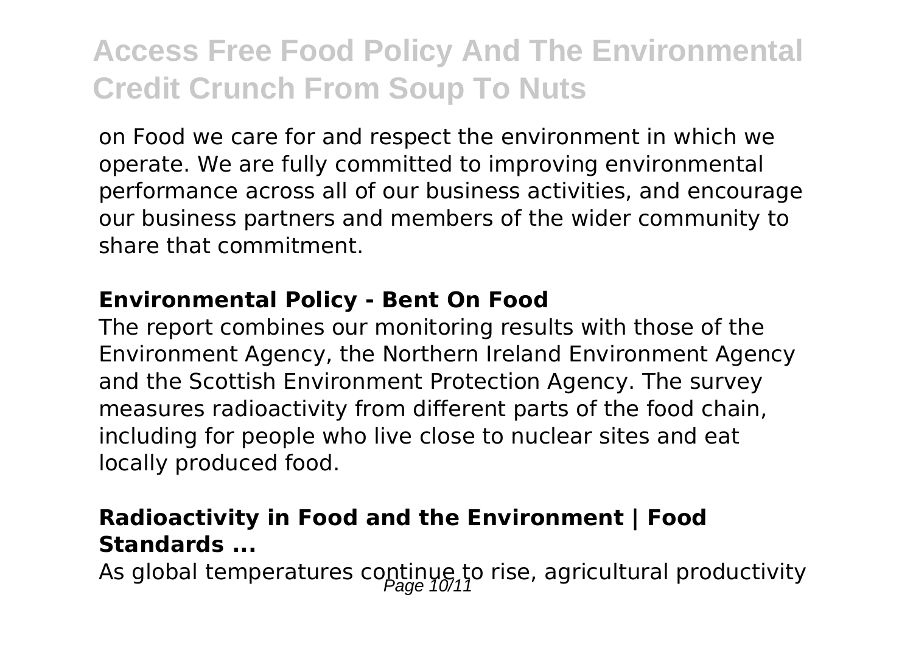on Food we care for and respect the environment in which we operate. We are fully committed to improving environmental performance across all of our business activities, and encourage our business partners and members of the wider community to share that commitment.

**Environmental Policy - Bent On Food**

The report combines our monitoring results with those of the Environment Agency, the Northern Ireland Environment Agency and the Scottish Environment Protection Agency. The survey measures radioactivity from different parts of the food chain, including for people who live close to nuclear sites and eat locally produced food.

**Radioactivity in Food and the Environment | Food Standards ...**

As global temperatures continue to rise, agricultural productivity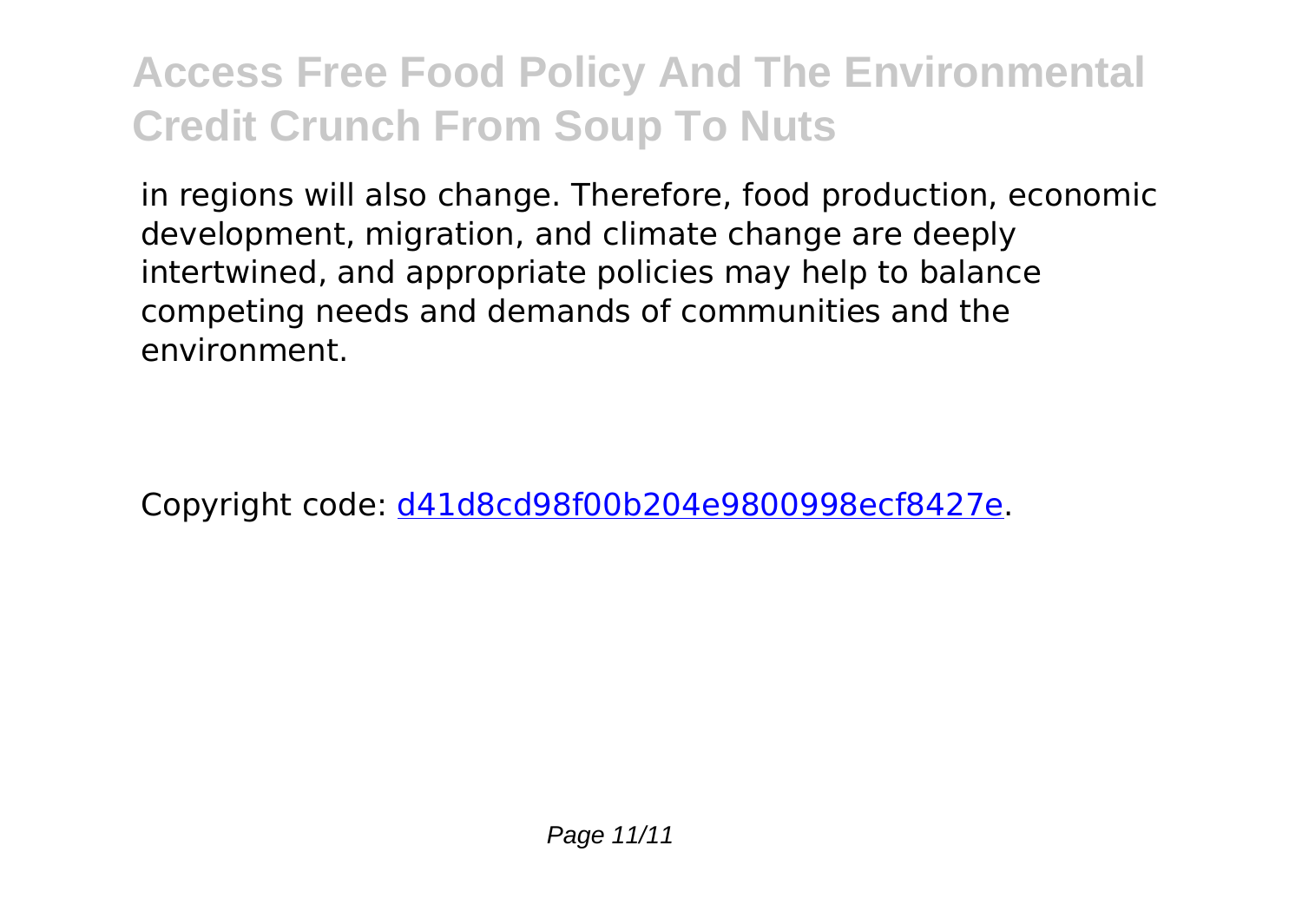in regions will also change. Therefore, food production, economic development, migration, and climate change are deeply intertwined, and appropriate policies may help to balance competing needs and demands of communities and the environment.

Copyright code: d41d8cd98f00b204e9800998ecf8427e.